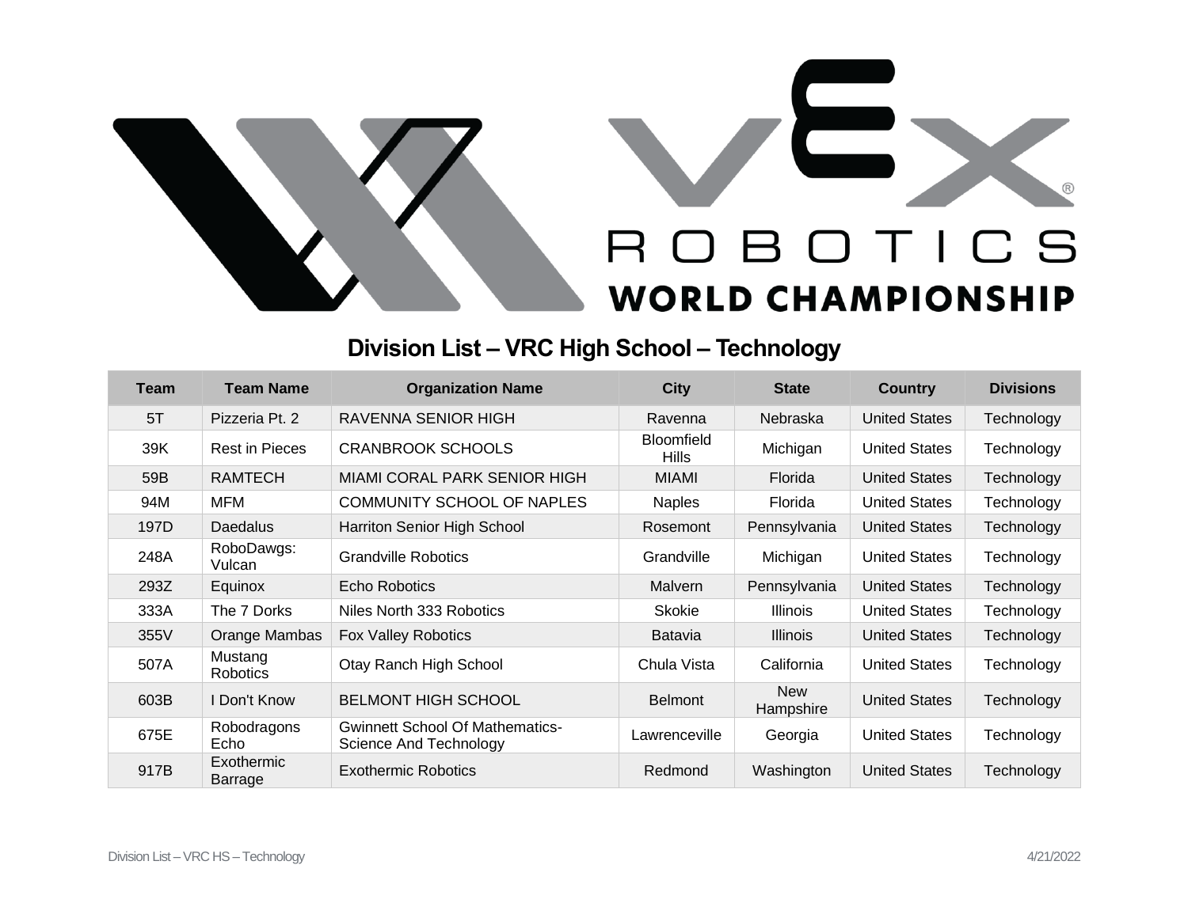VEX ROBOTICS WORLD CHAMPIONSHIP

# Division List – VRC High School – Technology

| Team | Team Name | Organization Name | City | State | Country | Divisions |
|---|---|---|---|---|---|---|
| 5T | Pizzeria Pt. 2 | RAVENNA SENIOR HIGH | Ravenna | Nebraska | United States | Technology |
| 39K | Rest in Pieces | CRANBROOK SCHOOLS | Bloomfield Hills | Michigan | United States | Technology |
| 59B | RAMTECH | MIAMI CORAL PARK SENIOR HIGH | MIAMI | Florida | United States | Technology |
| 94M | MFM | COMMUNITY SCHOOL OF NAPLES | Naples | Florida | United States | Technology |
| 197D | Daedalus | Harriton Senior High School | Rosemont | Pennsylvania | United States | Technology |
| 248A | RoboDawgs: Vulcan | Grandville Robotics | Grandville | Michigan | United States | Technology |
| 293Z | Equinox | Echo Robotics | Malvern | Pennsylvania | United States | Technology |
| 333A | The 7 Dorks | Niles North 333 Robotics | Skokie | Illinois | United States | Technology |
| 355V | Orange Mambas | Fox Valley Robotics | Batavia | Illinois | United States | Technology |
| 507A | Mustang Robotics | Otay Ranch High School | Chula Vista | California | United States | Technology |
| 603B | I Don't Know | BELMONT HIGH SCHOOL | Belmont | New Hampshire | United States | Technology |
| 675E | Robodragons Echo | Gwinnett School Of Mathematics-Science And Technology | Lawrenceville | Georgia | United States | Technology |
| 917B | Exothermic Barrage | Exothermic Robotics | Redmond | Washington | United States | Technology |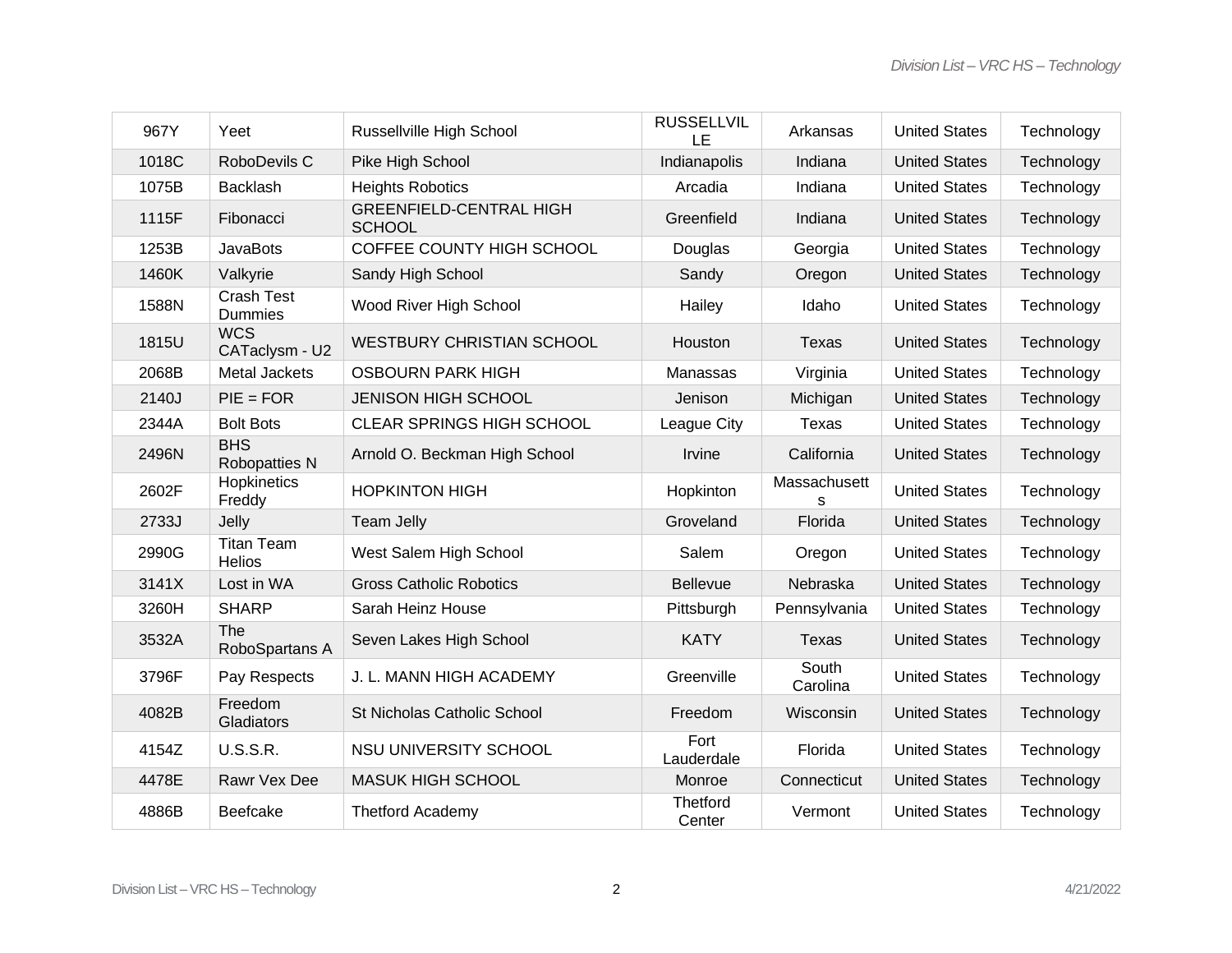| 967Y | Yeet | Russellville High School | RUSSELLVILLE | Arkansas | United States | Technology |
|---|---|---|---|---|---|---|
| 1018C | RoboDevils C | Pike High School | Indianapolis | Indiana | United States | Technology |
| 1075B | Backlash | Heights Robotics | Arcadia | Indiana | United States | Technology |
| 1115F | Fibonacci | GREENFIELD-CENTRAL HIGH SCHOOL | Greenfield | Indiana | United States | Technology |
| 1253B | JavaBots | COFFEE COUNTY HIGH SCHOOL | Douglas | Georgia | United States | Technology |
| 1460K | Valkyrie | Sandy High School | Sandy | Oregon | United States | Technology |
| 1588N | Crash Test Dummies | Wood River High School | Hailey | Idaho | United States | Technology |
| 1815U | WCS CATaclysm - U2 | WESTBURY CHRISTIAN SCHOOL | Houston | Texas | United States | Technology |
| 2068B | Metal Jackets | OSBOURN PARK HIGH | Manassas | Virginia | United States | Technology |
| 2140J | PIE = FOR | JENISON HIGH SCHOOL | Jenison | Michigan | United States | Technology |
| 2344A | Bolt Bots | CLEAR SPRINGS HIGH SCHOOL | League City | Texas | United States | Technology |
| 2496N | BHS Robopatties N | Arnold O. Beckman High School | Irvine | California | United States | Technology |
| 2602F | Hopkinetics Freddy | HOPKINTON HIGH | Hopkinton | Massachusetts | United States | Technology |
| 2733J | Jelly | Team Jelly | Groveland | Florida | United States | Technology |
| 2990G | Titan Team Helios | West Salem High School | Salem | Oregon | United States | Technology |
| 3141X | Lost in WA | Gross Catholic Robotics | Bellevue | Nebraska | United States | Technology |
| 3260H | SHARP | Sarah Heinz House | Pittsburgh | Pennsylvania | United States | Technology |
| 3532A | The RoboSpartans A | Seven Lakes High School | KATY | Texas | United States | Technology |
| 3796F | Pay Respects | J. L. MANN HIGH ACADEMY | Greenville | South Carolina | United States | Technology |
| 4082B | Freedom Gladiators | St Nicholas Catholic School | Freedom | Wisconsin | United States | Technology |
| 4154Z | U.S.S.R. | NSU UNIVERSITY SCHOOL | Fort Lauderdale | Florida | United States | Technology |
| 4478E | Rawr Vex Dee | MASUK HIGH SCHOOL | Monroe | Connecticut | United States | Technology |
| 4886B | Beefcake | Thetford Academy | Thetford Center | Vermont | United States | Technology |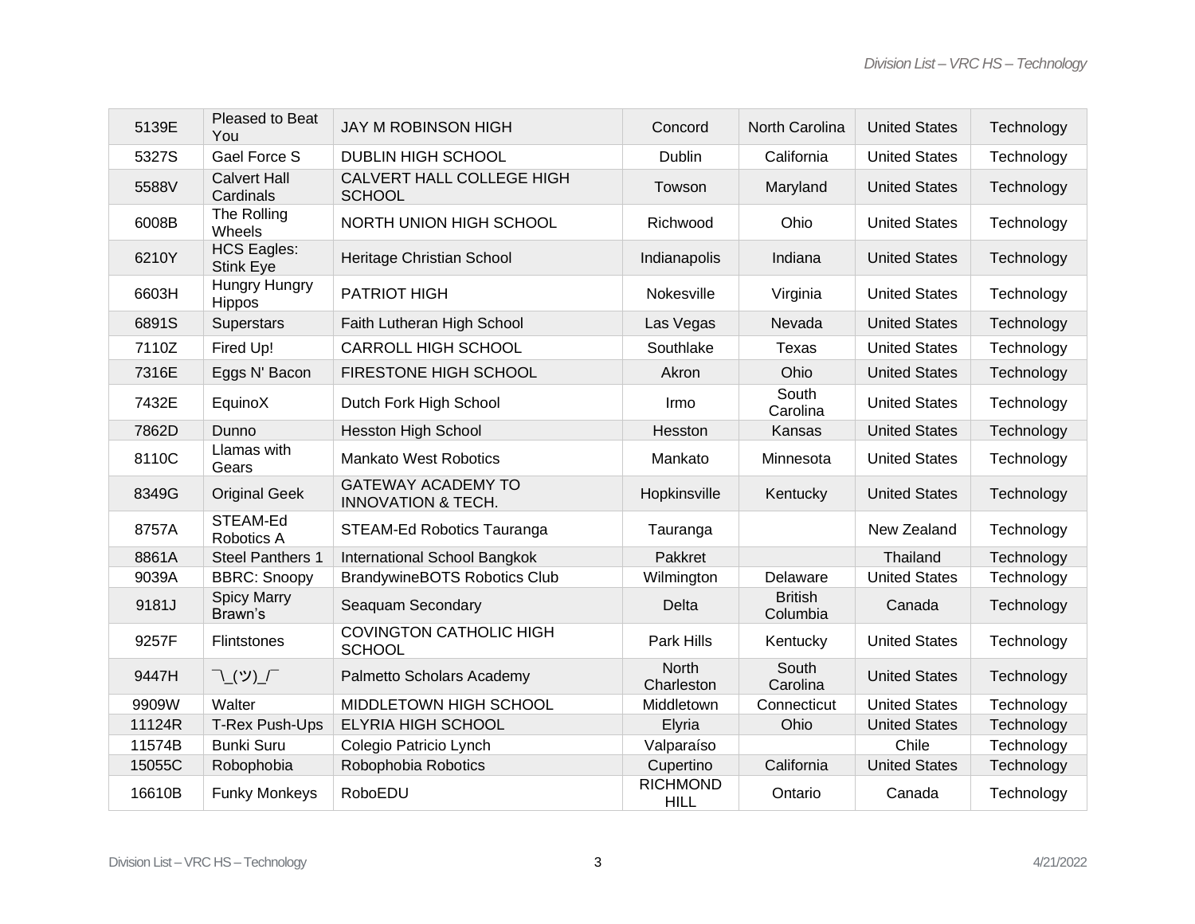| 5139E | Pleased to Beat You | JAY M ROBINSON HIGH | Concord | North Carolina | United States | Technology |
|---|---|---|---|---|---|---|
| 5327S | Gael Force S | DUBLIN HIGH SCHOOL | Dublin | California | United States | Technology |
| 5588V | Calvert Hall Cardinals | CALVERT HALL COLLEGE HIGH SCHOOL | Towson | Maryland | United States | Technology |
| 6008B | The Rolling Wheels | NORTH UNION HIGH SCHOOL | Richwood | Ohio | United States | Technology |
| 6210Y | HCS Eagles: Stink Eye | Heritage Christian School | Indianapolis | Indiana | United States | Technology |
| 6603H | Hungry Hungry Hippos | PATRIOT HIGH | Nokesville | Virginia | United States | Technology |
| 6891S | Superstars | Faith Lutheran High School | Las Vegas | Nevada | United States | Technology |
| 7110Z | Fired Up! | CARROLL HIGH SCHOOL | Southlake | Texas | United States | Technology |
| 7316E | Eggs N' Bacon | FIRESTONE HIGH SCHOOL | Akron | Ohio | United States | Technology |
| 7432E | EquinoX | Dutch Fork High School | Irmo | South Carolina | United States | Technology |
| 7862D | Dunno | Hesston High School | Hesston | Kansas | United States | Technology |
| 8110C | Llamas with Gears | Mankato West Robotics | Mankato | Minnesota | United States | Technology |
| 8349G | Original Geek | GATEWAY ACADEMY TO INNOVATION & TECH. | Hopkinsville | Kentucky | United States | Technology |
| 8757A | STEAM-Ed Robotics A | STEAM-Ed Robotics Tauranga | Tauranga | | New Zealand | Technology |
| 8861A | Steel Panthers 1 | International School Bangkok | Pakkret | | Thailand | Technology |
| 9039A | BBRC: Snoopy | BrandywineBOTS Robotics Club | Wilmington | Delaware | United States | Technology |
| 9181J | Spicy Marry Brawn's | Seaquam Secondary | Delta | British Columbia | Canada | Technology |
| 9257F | Flintstones | COVINGTON CATHOLIC HIGH SCHOOL | Park Hills | Kentucky | United States | Technology |
| 9447H | ¯\_(ツ)_/¯ | Palmetto Scholars Academy | North Charleston | South Carolina | United States | Technology |
| 9909W | Walter | MIDDLETOWN HIGH SCHOOL | Middletown | Connecticut | United States | Technology |
| 11124R | T-Rex Push-Ups | ELYRIA HIGH SCHOOL | Elyria | Ohio | United States | Technology |
| 11574B | Bunki Suru | Colegio Patricio Lynch | Valparaíso | | Chile | Technology |
| 15055C | Robophobia | Robophobia Robotics | Cupertino | California | United States | Technology |
| 16610B | Funky Monkeys | RoboEDU | RICHMOND HILL | Ontario | Canada | Technology |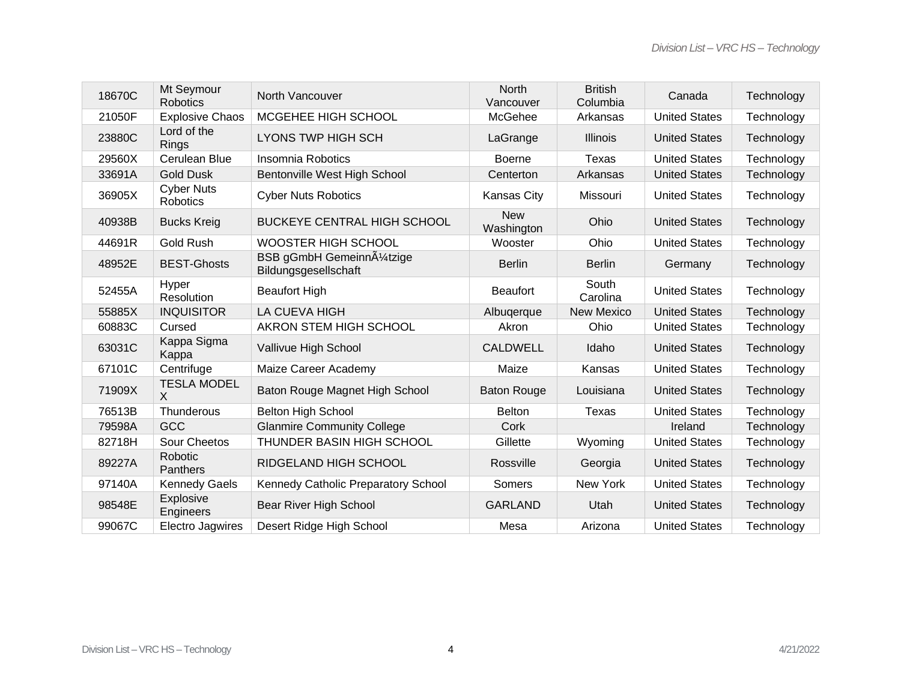| | | | | | | |
|---|---|---|---|---|---|---|
| 18670C | Mt Seymour Robotics | North Vancouver | North Vancouver | British Columbia | Canada | Technology |
| 21050F | Explosive Chaos | MCGEHEE HIGH SCHOOL | McGehee | Arkansas | United States | Technology |
| 23880C | Lord of the Rings | LYONS TWP HIGH SCH | LaGrange | Illinois | United States | Technology |
| 29560X | Cerulean Blue | Insomnia Robotics | Boerne | Texas | United States | Technology |
| 33691A | Gold Dusk | Bentonville West High School | Centerton | Arkansas | United States | Technology |
| 36905X | Cyber Nuts Robotics | Cyber Nuts Robotics | Kansas City | Missouri | United States | Technology |
| 40938B | Bucks Kreig | BUCKEYE CENTRAL HIGH SCHOOL | New Washington | Ohio | United States | Technology |
| 44691R | Gold Rush | WOOSTER HIGH SCHOOL | Wooster | Ohio | United States | Technology |
| 48952E | BEST-Ghosts | BSB gGmbH GemeinnÃ¼tzige Bildungsgesellschaft | Berlin | Berlin | Germany | Technology |
| 52455A | Hyper Resolution | Beaufort High | Beaufort | South Carolina | United States | Technology |
| 55885X | INQUISITOR | LA CUEVA HIGH | Albuqerque | New Mexico | United States | Technology |
| 60883C | Cursed | AKRON STEM HIGH SCHOOL | Akron | Ohio | United States | Technology |
| 63031C | Kappa Sigma Kappa | Vallivue High School | CALDWELL | Idaho | United States | Technology |
| 67101C | Centrifuge | Maize Career Academy | Maize | Kansas | United States | Technology |
| 71909X | TESLA MODEL X | Baton Rouge Magnet High School | Baton Rouge | Louisiana | United States | Technology |
| 76513B | Thunderous | Belton High School | Belton | Texas | United States | Technology |
| 79598A | GCC | Glanmire Community College | Cork | | Ireland | Technology |
| 82718H | Sour Cheetos | THUNDER BASIN HIGH SCHOOL | Gillette | Wyoming | United States | Technology |
| 89227A | Robotic Panthers | RIDGELAND HIGH SCHOOL | Rossville | Georgia | United States | Technology |
| 97140A | Kennedy Gaels | Kennedy Catholic Preparatory School | Somers | New York | United States | Technology |
| 98548E | Explosive Engineers | Bear River High School | GARLAND | Utah | United States | Technology |
| 99067C | Electro Jagwires | Desert Ridge High School | Mesa | Arizona | United States | Technology |